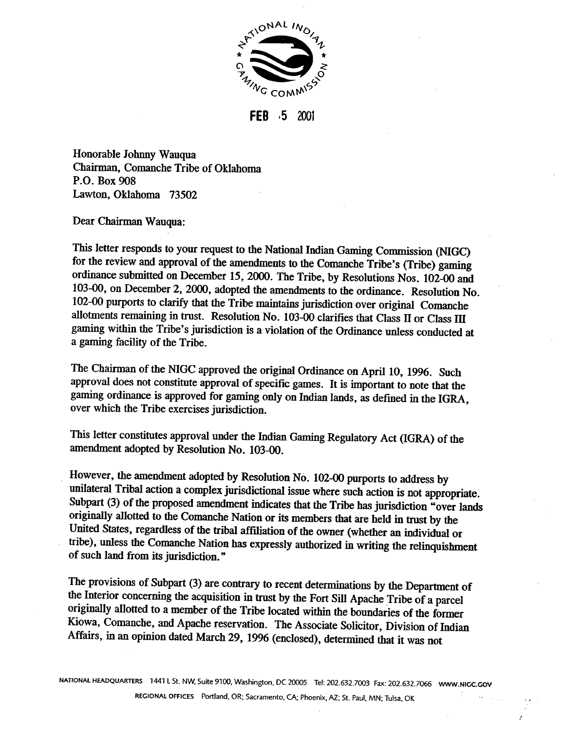FEB 5 2001

Honorable Johnny Wauqua
Chairman, Comanche Tribe of Oklahoma
P.O. Box 908
Lawton, Oklahoma 73502

Dear Chairman Wauqua:

This letter responds to your request to the National Indian Gaming Commission (NIGC) for the review and approval of the amendments to the Comanche Tribe's (Tribe) gaming ordinance submitted on December 15, 2000. The Tribe, by Resolutions Nos. 102-00 and 103-00, on December 2, 2000, adopted the amendments to the ordinance. Resolution No. 102-00 purports to clarify that the Tribe maintains jurisdiction over original Comanche allotments remaining in trust. Resolution No. 103-00 clarifies that Class II or Class III gaming within the Tribe's jurisdiction is a violation of the Ordinance unless conducted at a gaming facility of the Tribe.

The Chairman of the NIGC approved the original Ordinance on April 10, 1996. Such approval does not constitute approval of specific games. It is important to note that the gaming ordinance is approved for gaming only on Indian lands, as defined in the IGRA, over which the Tribe exercises jurisdiction.

This letter constitutes approval under the Indian Gaming Regulatory Act (IGRA) of the amendment adopted by Resolution No. 103-00.

However, the amendment adopted by Resolution No. 102-00 purports to address by unilateral Tribal action a complex jurisdictional issue where such action is not appropriate. Subpart (3) of the proposed amendment indicates that the Tribe has jurisdiction "over lands originally allotted to the Comanche Nation or its members that are held in trust by the United States, regardless of the tribal affiliation of the owner (whether an individual or tribe), unless the Comanche Nation has expressly authorized in writing the relinquishment of such land from its jurisdiction."

The provisions of Subpart (3) are contrary to recent determinations by the Department of the Interior concerning the acquisition in trust by the Fort Sill Apache Tribe of a parcel originally allotted to a member of the Tribe located within the boundaries of the former Kiowa, Comanche, and Apache reservation. The Associate Solicitor, Division of Indian Affairs, in an opinion dated March 29, 1996 (enclosed), determined that it was not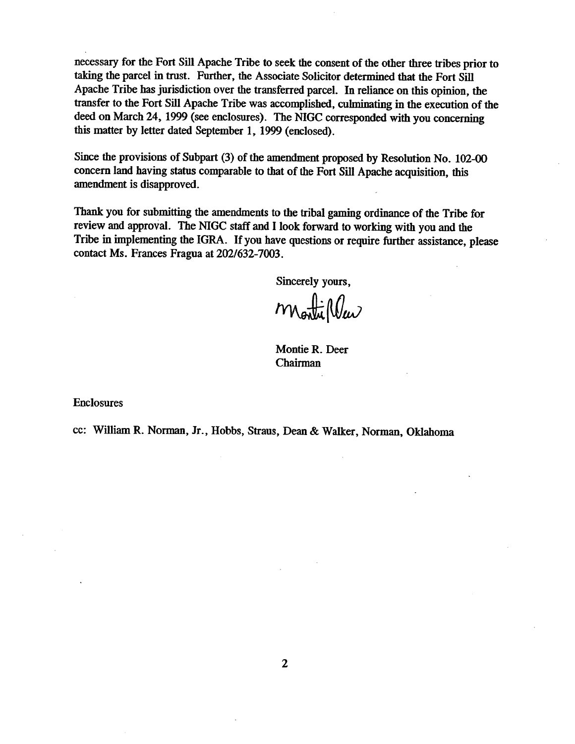necessary for the Fort Sill Apache Tribe to seek the consent of the other three tribes prior to taking the parcel in trust. Further, the Associate Solicitor determined that the Fort Sill Apache Tribe has jurisdiction over the transferred parcel. In reliance on this opinion, the transfer to the Fort Sill Apache Tribe was accomplished, culminating in the execution of the deed on March 24, 1999 (see enclosures). The NIGC corresponded with you concerning this matter by letter dated September 1, 1999 (enclosed).

Since the provisions of Subpart (3) of the amendment proposed by Resolution No. 102-00 concern land having status comparable to that of the Fort Sill Apache acquisition, this amendment is disapproved.

Thank you for submitting the amendments to the tribal gaming ordinance of the Tribe for review and approval. The NIGC staff and I look forward to working with you and the Tribe in implementing the IGRA. If you have questions or require further assistance, please contact Ms. Frances Fragua at 202/632-7003.

Sincerely yours,

Montie R. Deer
Chairman

Enclosures

cc: William R. Norman, Jr., Hobbs, Straus, Dean & Walker, Norman, Oklahoma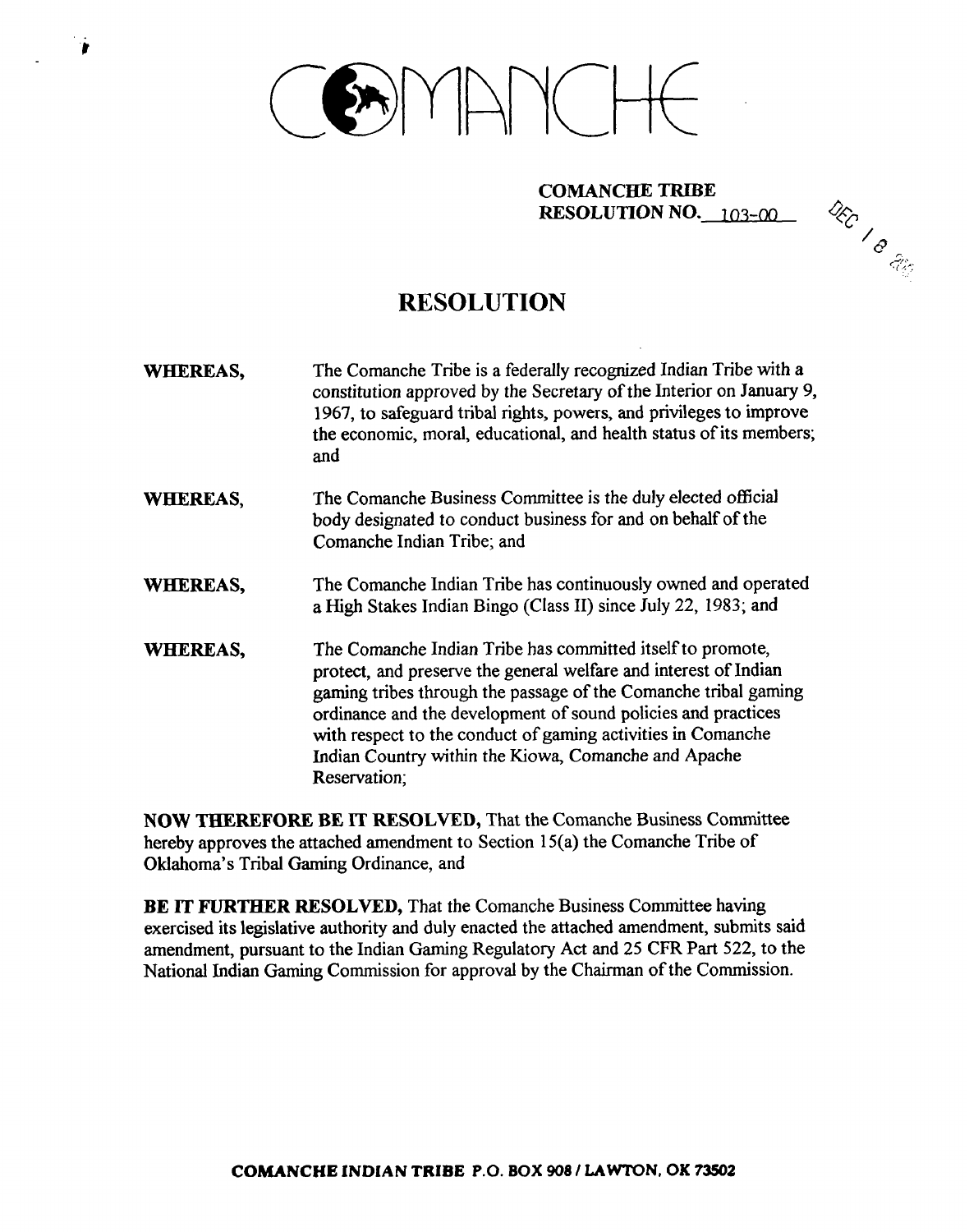# COMANCHE

**COMANCHE TRIBE**
**RESOLUTION NO.** 103-00

DEC 18 2000

## RESOLUTION

**WHEREAS,** The Comanche Tribe is a federally recognized Indian Tribe with a constitution approved by the Secretary of the Interior on January 9, 1967, to safeguard tribal rights, powers, and privileges to improve the economic, moral, educational, and health status of its members; and

**WHEREAS,** The Comanche Business Committee is the duly elected official body designated to conduct business for and on behalf of the Comanche Indian Tribe; and

**WHEREAS,** The Comanche Indian Tribe has continuously owned and operated a High Stakes Indian Bingo (Class II) since July 22, 1983; and

**WHEREAS,** The Comanche Indian Tribe has committed itself to promote, protect, and preserve the general welfare and interest of Indian gaming tribes through the passage of the Comanche tribal gaming ordinance and the development of sound policies and practices with respect to the conduct of gaming activities in Comanche Indian Country within the Kiowa, Comanche and Apache Reservation;

**NOW THEREFORE BE IT RESOLVED,** That the Comanche Business Committee hereby approves the attached amendment to Section 15(a) the Comanche Tribe of Oklahoma's Tribal Gaming Ordinance, and

**BE IT FURTHER RESOLVED,** That the Comanche Business Committee having exercised its legislative authority and duly enacted the attached amendment, submits said amendment, pursuant to the Indian Gaming Regulatory Act and 25 CFR Part 522, to the National Indian Gaming Commission for approval by the Chairman of the Commission.

**COMANCHE INDIAN TRIBE P.O. BOX 908 / LAWTON, OK 73502**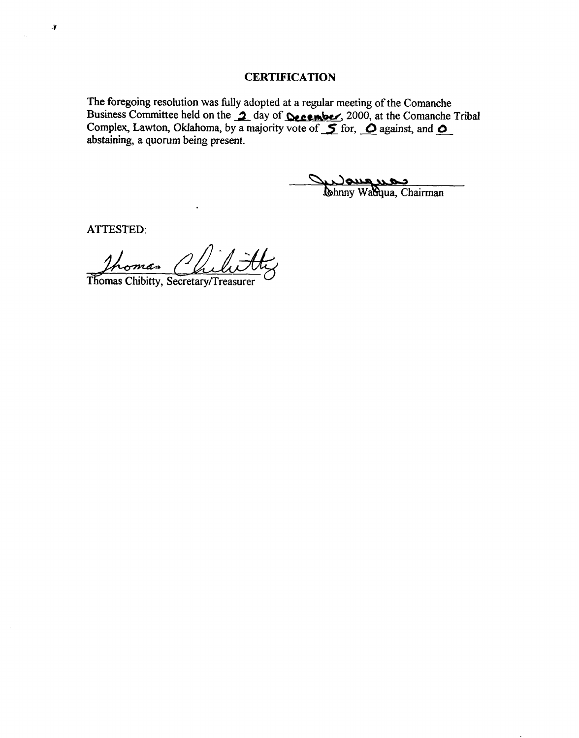## CERTIFICATION

The foregoing resolution was fully adopted at a regular meeting of the Comanche Business Committee held on the 2 day of December, 2000, at the Comanche Tribal Complex, Lawton, Oklahoma, by a majority vote of 5 for, 0 against, and 0 abstaining, a quorum being present.

Johnny Wauqua, Chairman

ATTESTED:

Thomas Chibitty, Secretary/Treasurer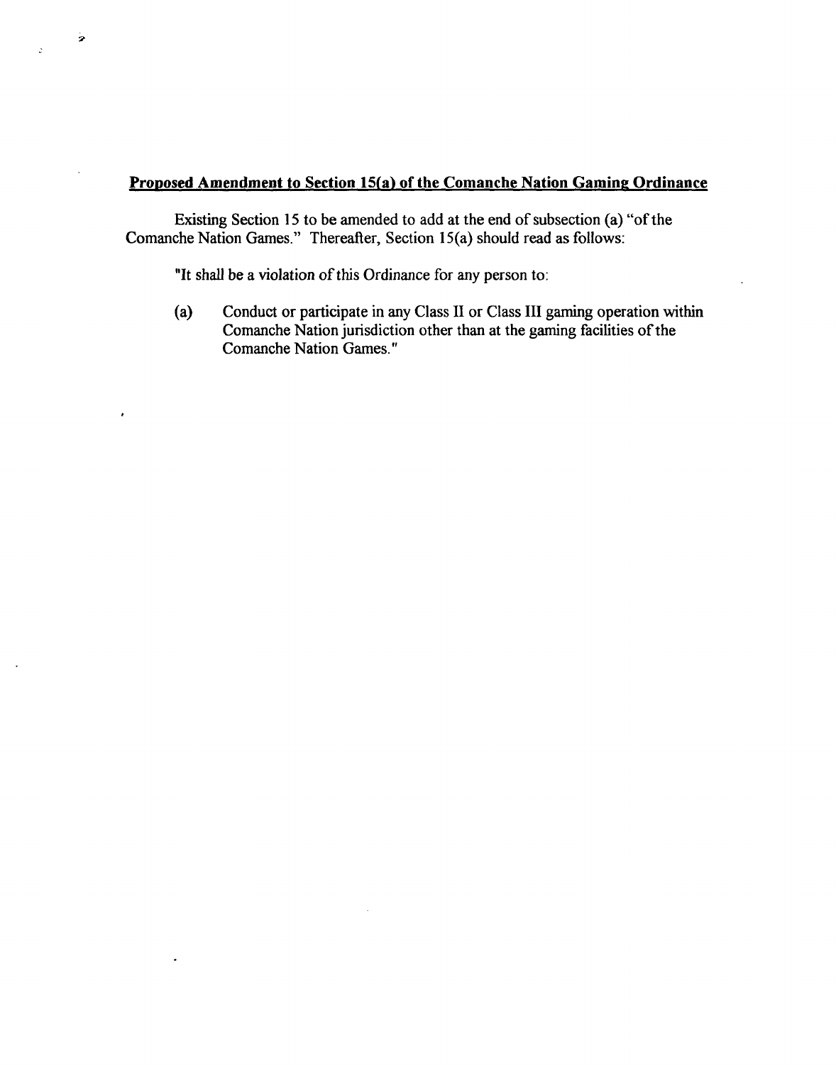**Proposed Amendment to Section 15(a) of the Comanche Nation Gaming Ordinance**

Existing Section 15 to be amended to add at the end of subsection (a) "of the Comanche Nation Games." Thereafter, Section 15(a) should read as follows:

"It shall be a violation of this Ordinance for any person to:

(a) Conduct or participate in any Class II or Class III gaming operation within Comanche Nation jurisdiction other than at the gaming facilities of the Comanche Nation Games."